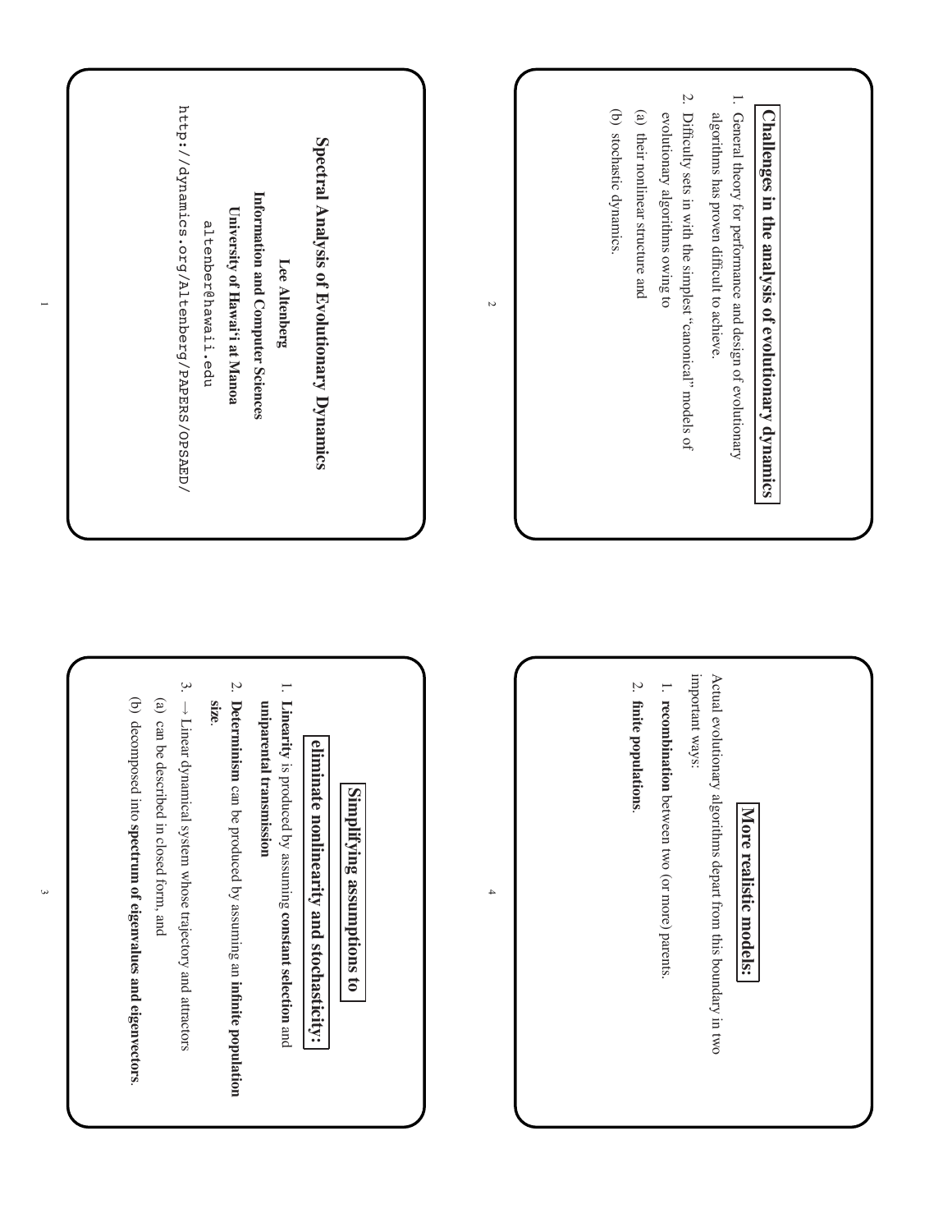# Spectral Analysis of Evolutionary Dynamics

**Lee Altenberg**

**Information and Computer Sciences**

**University of Hawai'i at Manoa**

altenber@hawaii.edu

http://dynamics.org/Altenberg/PAPERS/OPSAED/

## Challenges in the analysis of evolutionary dynamics

1. General theory for performance and design of evolutionary algorithms has proven difficult to achieve.
2. Difficulty sets in with the simplest "canonical" models of evolutionary algorithms owing to
   (a) their nonlinear structure and
   (b) stochastic dynamics.

## Simplifying assumptions to eliminate nonlinearity and stochasticity:

1. **Linearity** is produced by assuming **constant selection** and **uniparental transmission**
2. **Determinism** can be produced by assuming an **infinite population size**.
3. $\rightarrow$ Linear dynamical system whose trajectory and attractors
   (a) can be described in closed form, and
   (b) decomposed into **spectrum of eigenvalues and eigenvectors**.

## More realistic models:

Actual evolutionary algorithms depart from this boundary in two important ways:

1. **recombination** between two (or more) parents.
2. **finite populations**.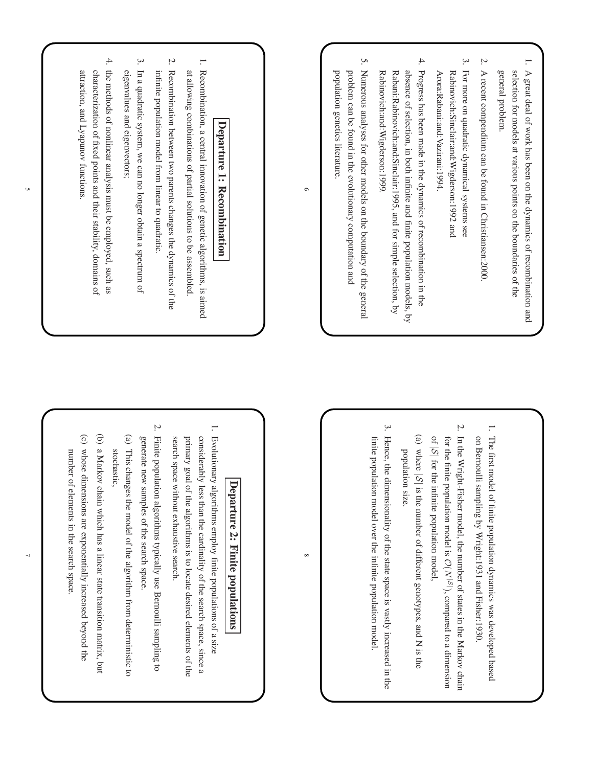1. A great deal of work has been on the dynamics of recombination and selection for models at various points on the boundaries of the general problem.
2. A recent compendium can be found in Christiansen:2000.
3. For more on quadratic dynamical systems see Rabinovich:Sinclair:and:Wigderson:1992 and Arora:Rabani:and:Vazirani:1994.
4. Progress has been made in the dynamics of recombination in the absence of selection, in both infinite and finite population models, by Rabani:Rabinovich:and:Sinclair:1995, and for simple selection, by Rabinovich:and:Wigderson:1999.
5. Numerous analyses for other models on the boundary of the general problem can be found in the evolutionary computation and population genetics literature.

## Departure 1: Recombination

1. Recombination, a central innovation of genetic algorithms, is aimed at allowing combinations of partial solutions to be assembled.
2. Recombination between two parents changes the dynamics of the infinite population model from linear to quadratic.
3. In a quadratic system, we can no longer obtain a spectrum of eigenvalues and eigenvectors;
4. the methods of nonlinear analysis must be employed, such as characterization of fixed points and their stability, domains of attraction, and Lyapunov functions.

## Departure 2: Finite populations

1. Evolutionary algorithms employ finite populations of a size considerably less than the cardinality of the search space, since a primary goal of the algorithms is to locate desired elements of the search space without exhaustive search.
2. Finite population algorithms typically use Bernoulli sampling to generate new samples of the search space.
   (a) This changes the model of the algorithm from deterministic to stochastic,
   (b) a Markov chain which has a linear state transition matrix, but
   (c) whose dimensions are exponentially increased beyond the number of elements in the search space.

1. The first model of finite population dynamics was developed based on Bernoulli sampling by Wright:1931 and Fisher:1930.
2. In the Wright-Fisher model, the number of states in the Markov chain for the finite population model is $O(N^{|S|})$, compared to a dimension of $|S|$ for the infinite population model,
   (a) where $|S|$ is the number of different genotypes, and N is the population size.
3. Hence, the dimensionality of the state space is vastly increased in the finite population model over the infinite population model.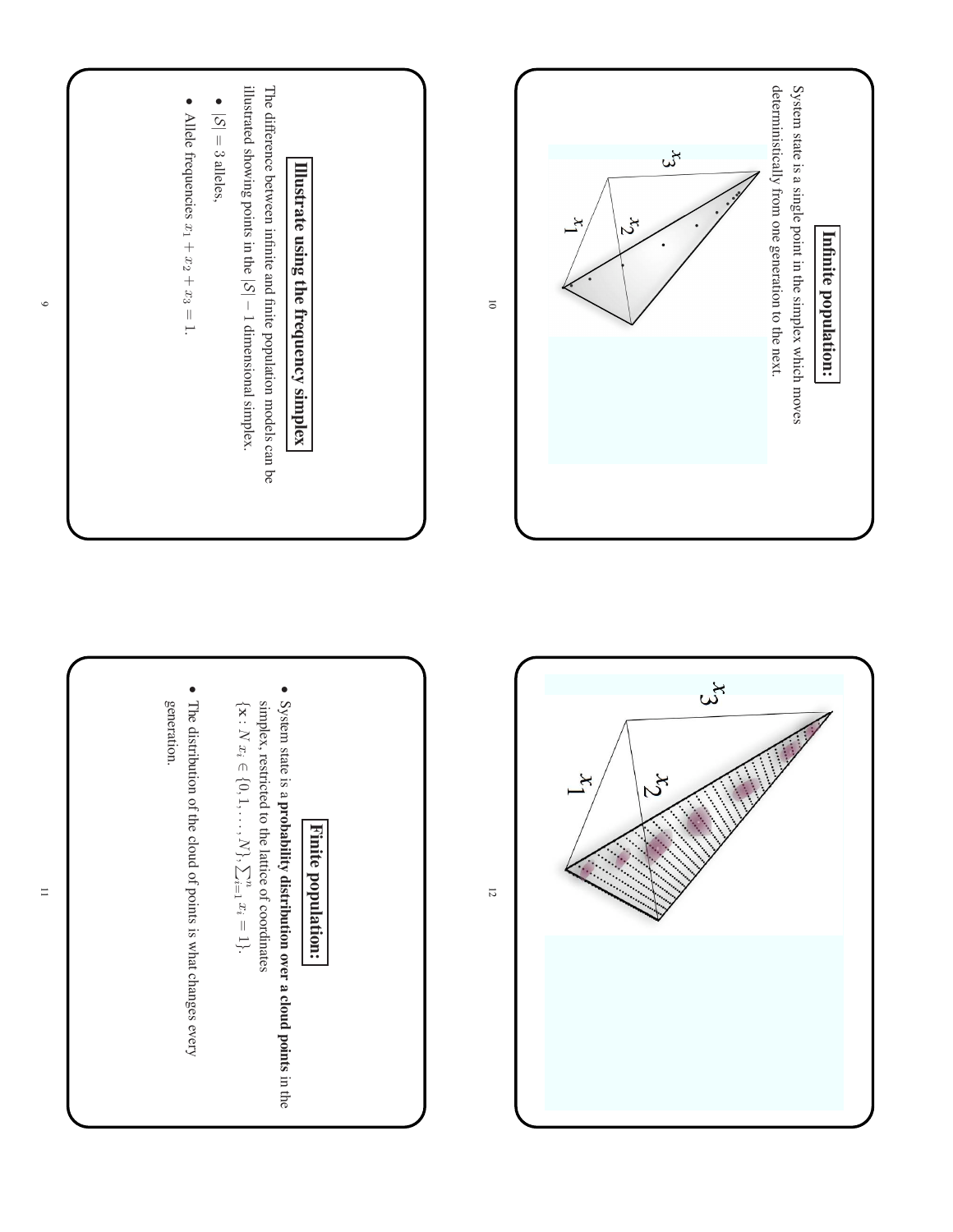## Illustrate using the frequency simplex

The difference between infinite and finite population models can be illustrated showing points in the $|S|-1$ dimensional simplex.

- $|S| = 3$ alleles,
- Allele frequencies $x_1 + x_2 + x_3 = 1$.

## Infinite population:

System state is a single point in the simplex which moves deterministically from one generation to the next.

## Finite population:

- System state is a **probability distribution over a cloud points** in the simplex, restricted to the lattice of coordinates $\{\mathbf{x} : N\, x_i \in \{0, 1, \ldots, N\}, \sum_{i=1}^{n} x_i = 1\}$.
- The distribution of the cloud of points is what changes every generation.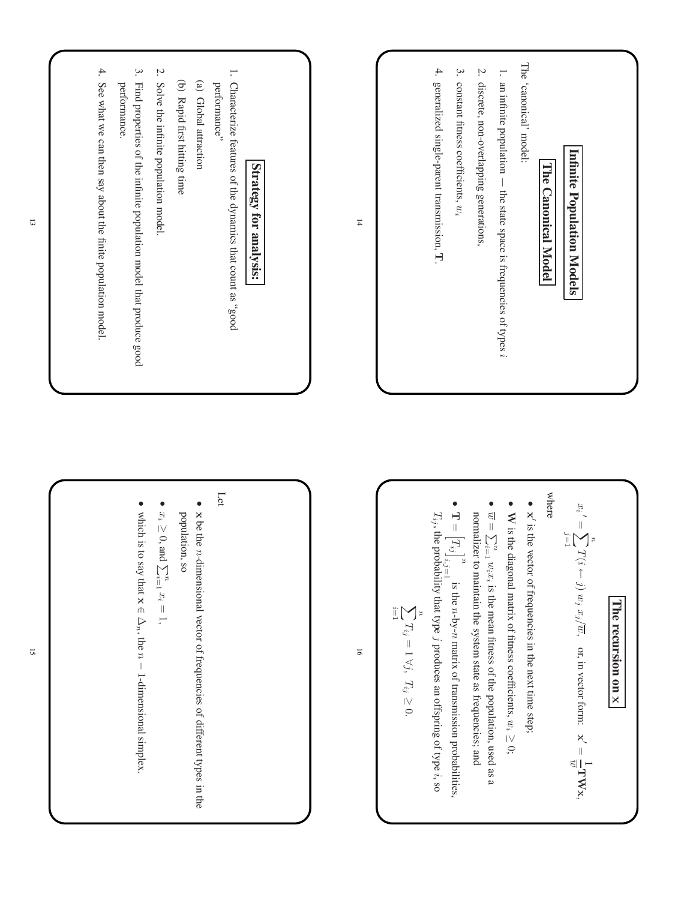## Strategy for analysis:

1. Characterize features of the dynamics that count as "good performance"
   (a) Global attraction
   (b) Rapid first hitting time
2. Solve the infinite population model.
3. Find properties of the infinite population model that produce good performance.
4. See what we can then say about the finite population model.

# Infinite Population Models

## The Canonical Model

The 'canonical' model:

1. an infinite population — the state space is frequencies of types $i$
2. discrete, non-overlapping generations,
3. constant fitness coefficients, $w_i$
4. generalized single-parent transmission, $\mathbf{T}$.

Let

- $\mathbf{x}$ be the $n$-dimensional vector of frequencies of different types in the population, so
- $x_i \geq 0$, and $\sum_{i=1}^n x_i = 1$,
- which is to say that $\mathbf{x} \in \Delta_n$, the $n-1$-dimensional simplex.

## The recursion on x

$$x_i{}' = \sum_{j=1}^n T(i \leftarrow j)\, w_j\, x_j / \overline{w}, \quad \text{or, in vector form:} \quad \mathbf{x}' = \frac{1}{\overline{w}} \mathbf{T} \mathbf{W} \mathbf{x},$$

where

- $\mathbf{x}'$ is the vector of frequencies in the next time step;
- $\mathbf{W}$ is the diagonal matrix of fitness coefficients, $w_i \geq 0$;
- $\overline{w} = \sum_{i=1}^n w_i x_i$ is the mean fitness of the population, used as a normalizer to maintain the system state as frequencies; and
- $\mathbf{T} = \left[ T_{ij} \right]_{i,j=1}^n$ is the $n$-by-$n$ matrix of transmission probabilities, $T_{ij}$, the probability that type $j$ produces an offspring of type $i$, so

$$\sum_{i=1}^n T_{ij} = 1 \; \forall j, \;\; T_{ij} \geq 0.$$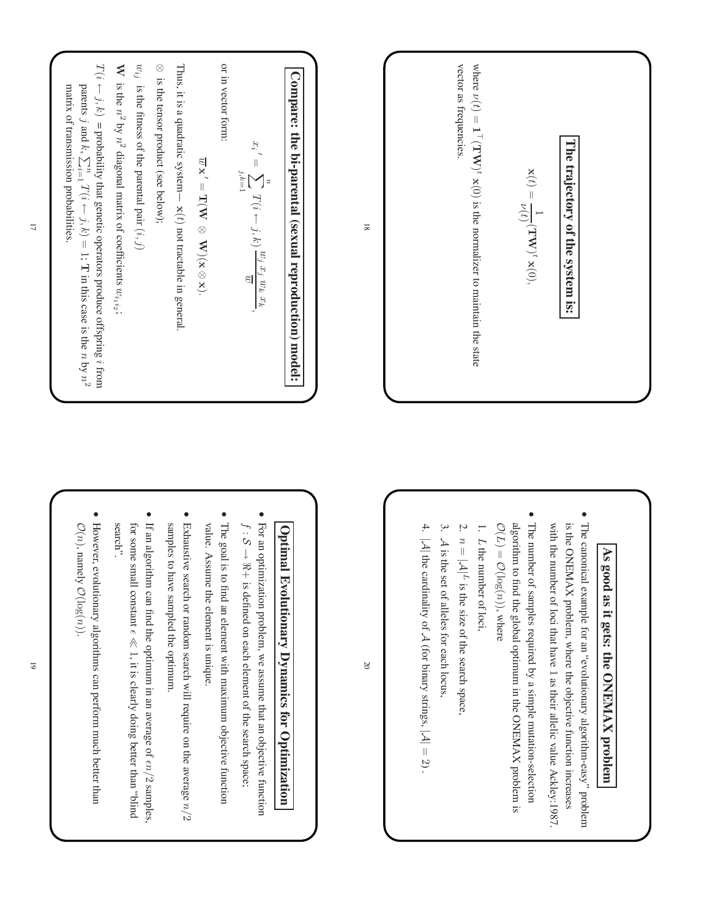## Compare: the bi-parental (sexual reproduction) model:

$$x_i{}' = \sum_{j,k=1}^{n} T(i \leftarrow j,k) \frac{w_j \, x_j \; w_k \, x_k}{\overline{w}},$$

or in vector form:

$$\overline{w} \, \mathbf{x}' = \mathbf{T}(\mathbf{W} \otimes \mathbf{W})(\mathbf{x} \otimes \mathbf{x}).$$

Thus, it is a quadratic system— $\mathbf{x}(t)$ not tractable in general.

$\otimes$ is the tensor product (see below);

$w_{ij}$ is the fitness of the parental pair $(i, j)$

$\mathbf{W}$ is the $n^2$ by $n^2$ diagonal matrix of coefficients $w_{i_1 i_2}$;

$T(i \leftarrow j, k)$ = probability that genetic operators produce offspring $i$ from parents $j$ and $k$, $\sum_{i=1}^{n} T(i \leftarrow j, k) = 1$; $\mathbf{T}$ in this case is the $n$ by $n^2$ matrix of transmission probabilities.

## The trajectory of the system is:

$$\mathbf{x}(t) = \frac{1}{v(t)} (\mathbf{T}\mathbf{W})^t \, \mathbf{x}(0),$$

where $v(t) = \mathbf{1}^\top (\mathbf{T}\mathbf{W})^t \, \mathbf{x}(0)$ is the normalizer to maintain the state vector as frequencies.

## Optimal Evolutionary Dynamics for Optimization

- For an optimization problem, we assume that an objective function $f : S \to \Re+$ is defined on each element of the search space;
- The goal is to find an element with maximum objective function value. Assume the element is unique.
- Exhaustive search or random search will require on the average $n/2$ samples to have sampled the optimum.
- If an algorithm can find the optimum in an average of $\epsilon n/2$ samples, for some small constant $\epsilon \ll 1$, it is clearly doing better than "blind search".
- However, evolutionary algorithms can perform much better than $\mathcal{O}(n)$, namely $\mathcal{O}(\log(n))$.

## As good as it gets: the ONEMAX problem

- The canonical example for an "evolutionary algorithm-easy" problem is the ONEMAX problem, where the objective function increases with the number of loci that have 1 as their allelic value Ackley:1987.
- The number of samples required by a simple mutation-selection algorithm to find the global optimum in the ONEMAX problem is $\mathcal{O}(L) = \mathcal{O}(\log(n))$, where
  1. $L$ the number of loci,
  2. $n = |\mathcal{A}|^L$ is the size of the search space,
  3. $\mathcal{A}$ is the set of alleles for each locus,
  4. $|\mathcal{A}|$ the cardinality of $\mathcal{A}$ (for binary strings, $|\mathcal{A}| = 2$).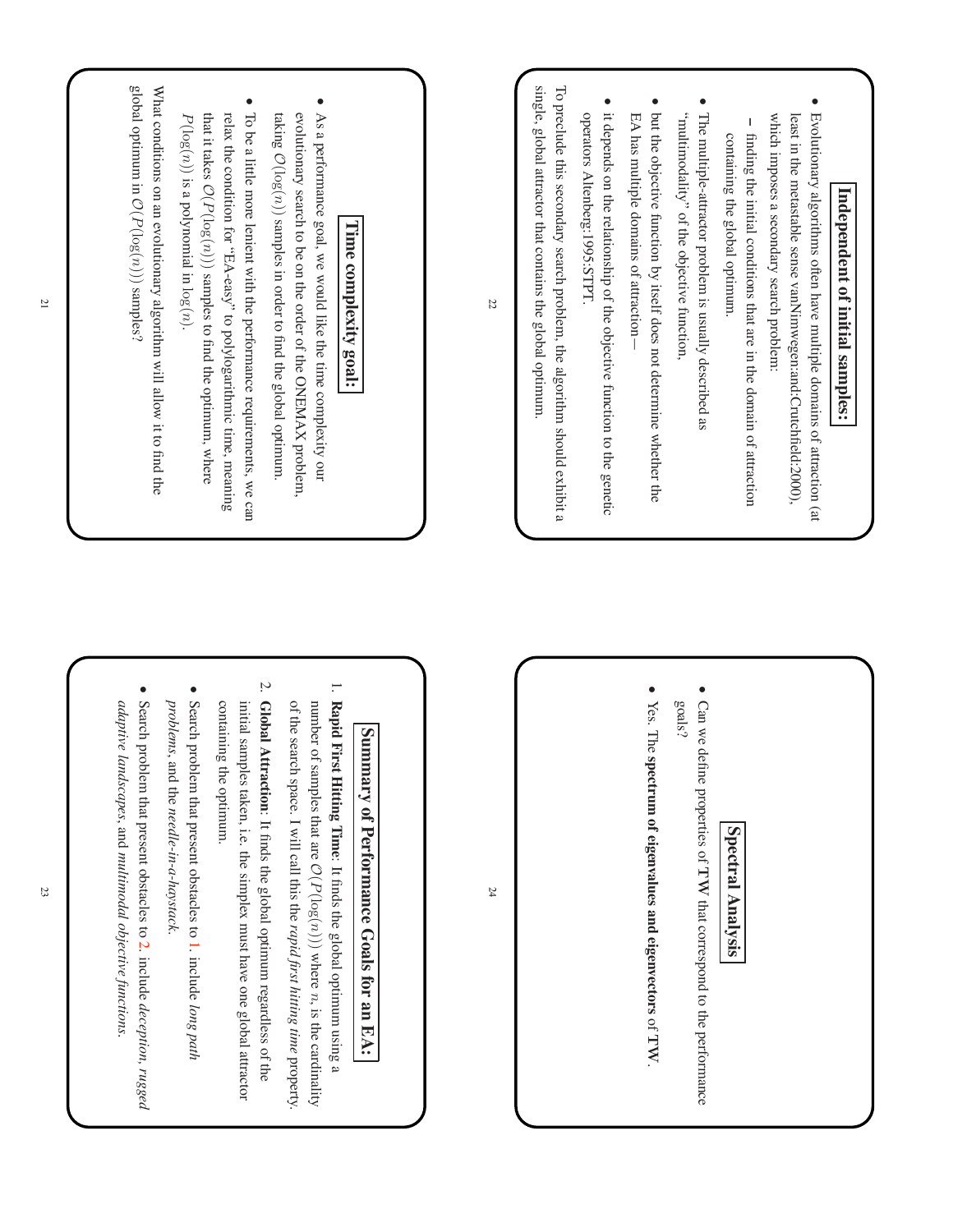## Time complexity goal:

- As a performance goal, we would like the time complexity our evolutionary search to be on the order of the ONEMAX problem, taking $\mathcal{O}(\log(n))$ samples in order to find the global optimum.
- To be a little more lenient with the performance requirements, we can relax the condition for "EA-easy" to polylogarithmic time, meaning that it takes $\mathcal{O}(P(\log(n)))$ samples to find the optimum, where $P(\log(n))$ is a polynomial in $\log(n)$.

What conditions on an evolutionary algorithm will allow it to find the global optimum in $\mathcal{O}(P(\log(n)))$ samples?

## Independent of initial samples:

- Evolutionary algorithms often have multiple domains of attraction (at least in the metastable sense vanNimwegen:and:Crutchfield:2000), which imposes a secondary search problem:
  - finding the initial conditions that are in the domain of attraction containing the global optimum.
- The multiple-attractor problem is usually described as "multimodality" of the objective function,
- but the objective function by itself does not determine whether the EA has multiple domains of attraction—
- it depends on the relationship of the objective function to the genetic operators Altenberg:1995:STPT.

To preclude this secondary search problem, the algorithm should exhibit a single, global attractor that contains the global optimum.

## Summary of Performance Goals for an EA:

1. **Rapid First Hitting Time**: It finds the global optimum using a number of samples that are $\mathcal{O}(P(\log(n)))$ where $n$, is the cardinality of the search space. I will call this the *rapid first hitting time* property.
2. **Global Attraction**: It finds the global optimum regardless of the initial samples taken, i.e. the simplex must have one global attractor containing the optimum.

- Search problem that present obstacles to 1. include *long path problems*, and the *needle-in-a-haystack*.
- Search problem that present obstacles to 2. include *deception*, *rugged adaptive landscapes*, and *multimodal objective functions*.

## Spectral Analysis

- Can we define properties of **T**W that correspond to the performance goals?
- Yes. The **spectrum of eigenvalues and eigenvectors** of **T**W.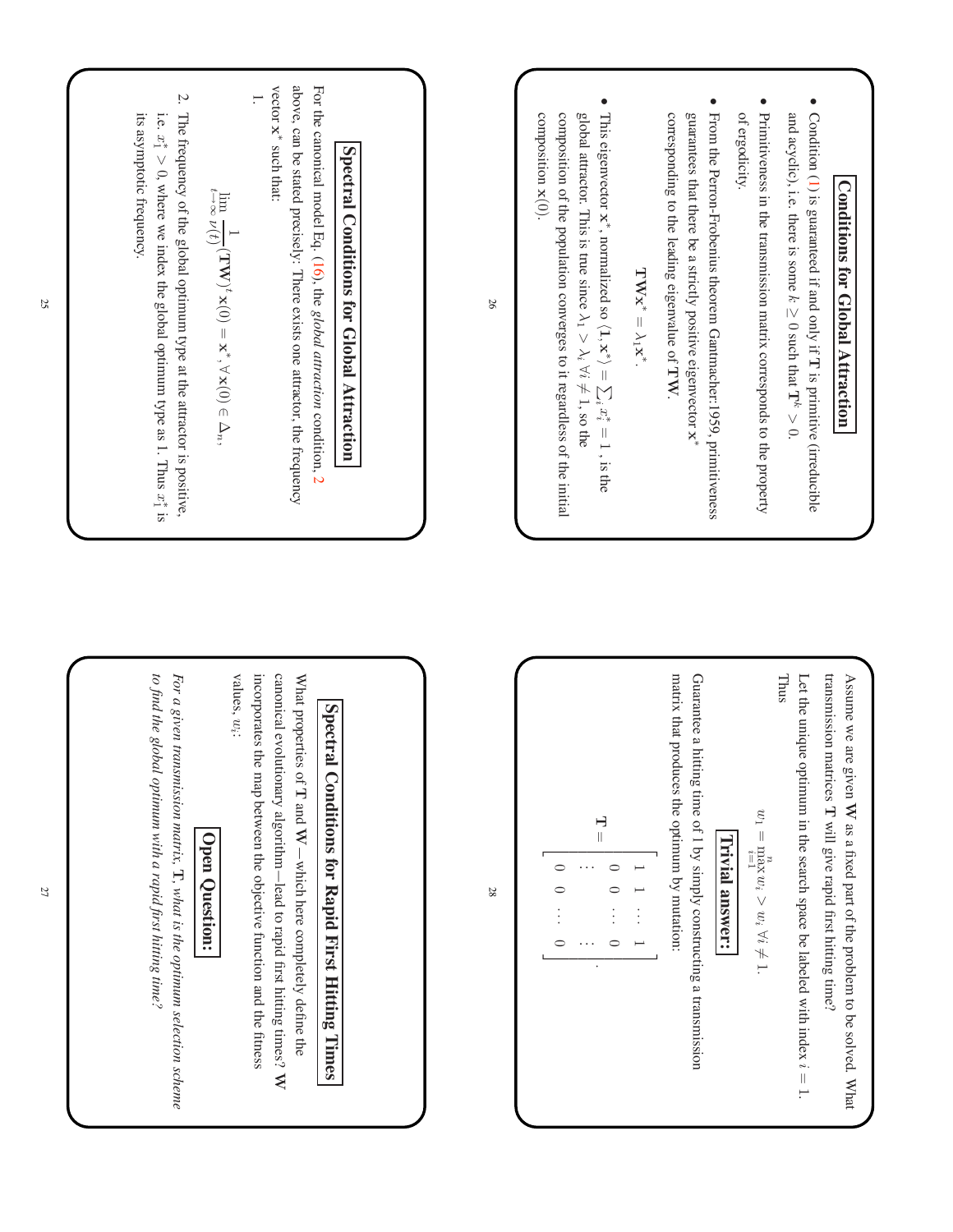## Spectral Conditions for Global Attraction

For the canonical model Eq. (16), the *global attraction* condition, 2 above, can be stated precisely: There exists one attractor, the frequency vector $\mathbf{x}^*$ such that:

1.

$$\lim_{t \to \infty} \frac{1}{\nu(t)} (\mathbf{T}\mathbf{W})^t \mathbf{x}(0) = \mathbf{x}^*, \forall \mathbf{x}(0) \in \Delta_n,$$

2. The frequency of the global optimum type at the attractor is positive, i.e. $x_1^* > 0$, where we index the global optimum type as 1. Thus $x_1^*$ is its asymptotic frequency.

## Conditions for Global Attraction

- Condition (1) is guaranteed if and only if $\mathbf{T}$ is primitive (irreducible and acyclic), i.e. there is some $k \geq 0$ such that $\mathbf{T}^k > 0$.
- Primitiveness in the transmission matrix corresponds to the property of ergodicity.
- From the Perron-Frobenius theorem Gantmacher:1959, primitiveness guarantees that there be a strictly positive eigenvector $\mathbf{x}^*$ corresponding to the leading eigenvalue of $\mathbf{T}\mathbf{W}$.

$$\mathbf{T}\mathbf{W}\mathbf{x}^* = \lambda_1 \mathbf{x}^*.$$

- This eigenvector $\mathbf{x}^*$, normalized so $\langle \mathbf{1}, \mathbf{x}^* \rangle = \sum_i x_i^* = 1$, is the global attractor. This is true since $\lambda_1 > \lambda_i \; \forall i \neq 1$, so the composition of the population converges to it regardless of the initial composition $\mathbf{x}(0)$.

## Spectral Conditions for Rapid First Hitting Times

What properties of $\mathbf{T}$ and $\mathbf{W}$—which here completely define the canonical evolutionary algorithm—lead to rapid first hitting times? $\mathbf{W}$ incorporates the map between the objective function and the fitness values, $w_i$:

### Open Question:

*For a given transmission matrix, $\mathbf{T}$, what is the optimum selection scheme to find the global optimum with a rapid first hitting time?*

Assume we are given $\mathbf{W}$ as a fixed part of the problem to be solved. What transmission matrices $\mathbf{T}$ will give rapid first hitting time?

Let the unique optimum in the search space be labeled with index $i = 1$. Thus

$$w_1 = \max_{i=1}^{n} w_i > w_i \; \forall i \neq 1.$$

### Trivial answer:

Guarantee a hitting time of 1 by simply constructing a transmission matrix that produces the optimum by mutation:

$$\mathbf{T} = \begin{bmatrix} 1 & 1 & \dots & 1 \\ 0 & 0 & \dots & 0 \\ \vdots & & & \vdots \\ 0 & 0 & \dots & 0 \end{bmatrix}.$$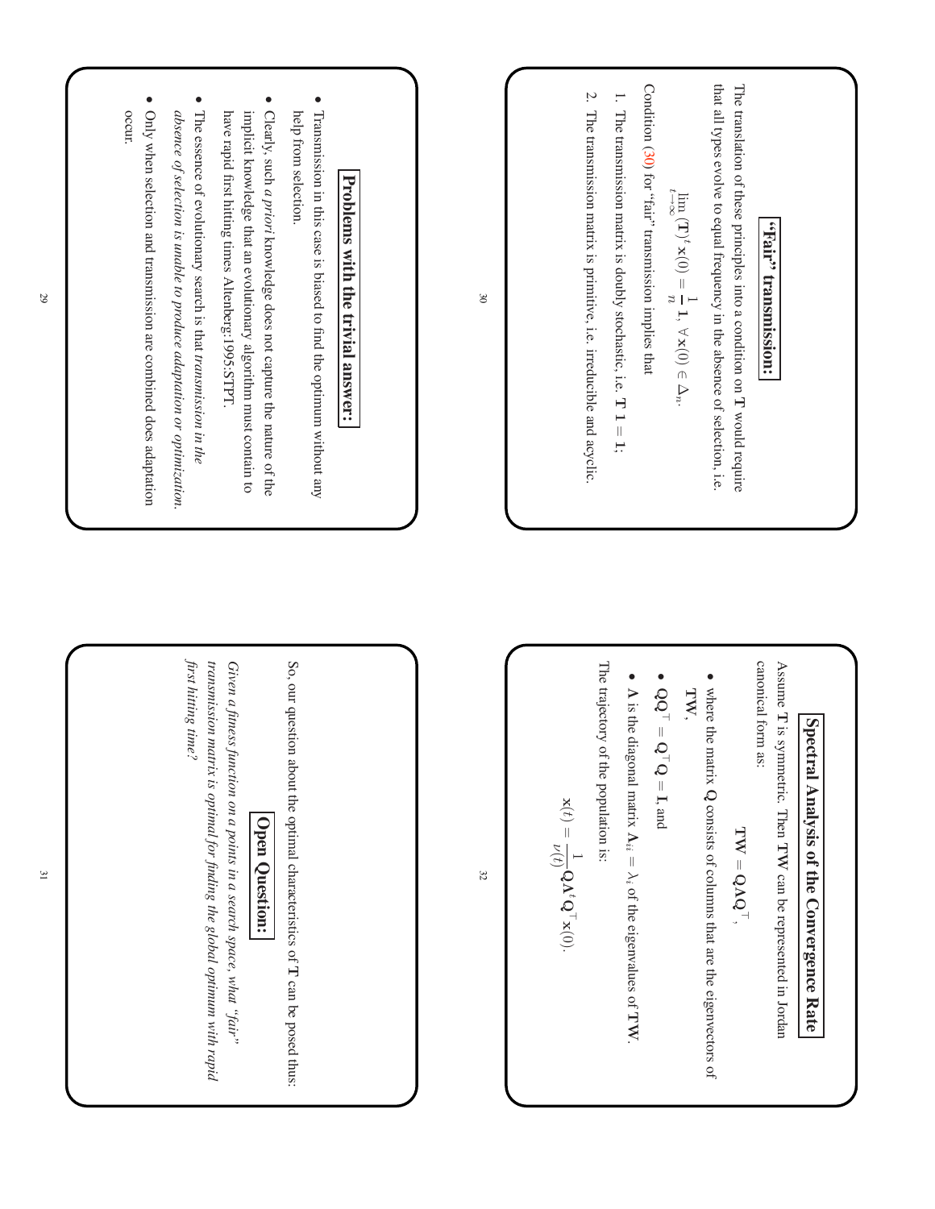## Problems with the trivial answer:

- Transmission in this case is biased to find the optimum without any help from selection.
- Clearly, such *a priori* knowledge does not capture the nature of the implicit knowledge that an evolutionary algorithm must contain to have rapid first hitting times Altenberg:1995:STPT.
- The essence of evolutionary search is that *transmission in the absence of selection is unable to produce adaptation or optimization.*
- Only when selection and transmission are combined does adaptation occur.

## "Fair" transmission:

The translation of these principles into a condition on $\mathbf{T}$ would require that all types evolve to equal frequency in the absence of selection, i.e.

$$\lim_{t \to \infty} (\mathbf{T})^t \mathbf{x}(0) = \frac{1}{n} \mathbf{1}, \; \forall \, \mathbf{x}(0) \in \Delta_n.$$

Condition (30) for "fair" transmission implies that

1. The transmission matrix is doubly stochastic, i.e. $\mathbf{T} \, \mathbf{1} = \mathbf{1}$;
2. The transmission matrix is primitive, i.e. irreducible and acyclic.

## Open Question:

So, our question about the optimal characteristics of $\mathbf{T}$ can be posed thus:

*Given a fitness function on a points in a search space, what "fair" transmission matrix is optimal for finding the global optimum with rapid first hitting time?*

## Spectral Analysis of the Convergence Rate

Assume $\mathbf{T}$ is symmetric. Then $\mathbf{T}\mathbf{W}$ can be represented in Jordan canonical form as:

$$\mathbf{T}\mathbf{W} = \mathbf{Q} \boldsymbol{\Lambda} \mathbf{Q}^\top,$$

- where the matrix $\mathbf{Q}$ consists of columns that are the eigenvectors of $\mathbf{T}\mathbf{W}$,
- $\mathbf{Q}\mathbf{Q}^\top = \mathbf{Q}^\top \mathbf{Q} = \mathbf{I}$, and
- $\boldsymbol{\Lambda}$ is the diagonal matrix $\boldsymbol{\Lambda}_{ii} = \lambda_i$ of the eigenvalues of $\mathbf{T}\mathbf{W}$.

The trajectory of the population is:

$$\mathbf{x}(t) = \frac{1}{v(t)} \mathbf{Q} \boldsymbol{\Lambda}^t \mathbf{Q}^\top \mathbf{x}(0).$$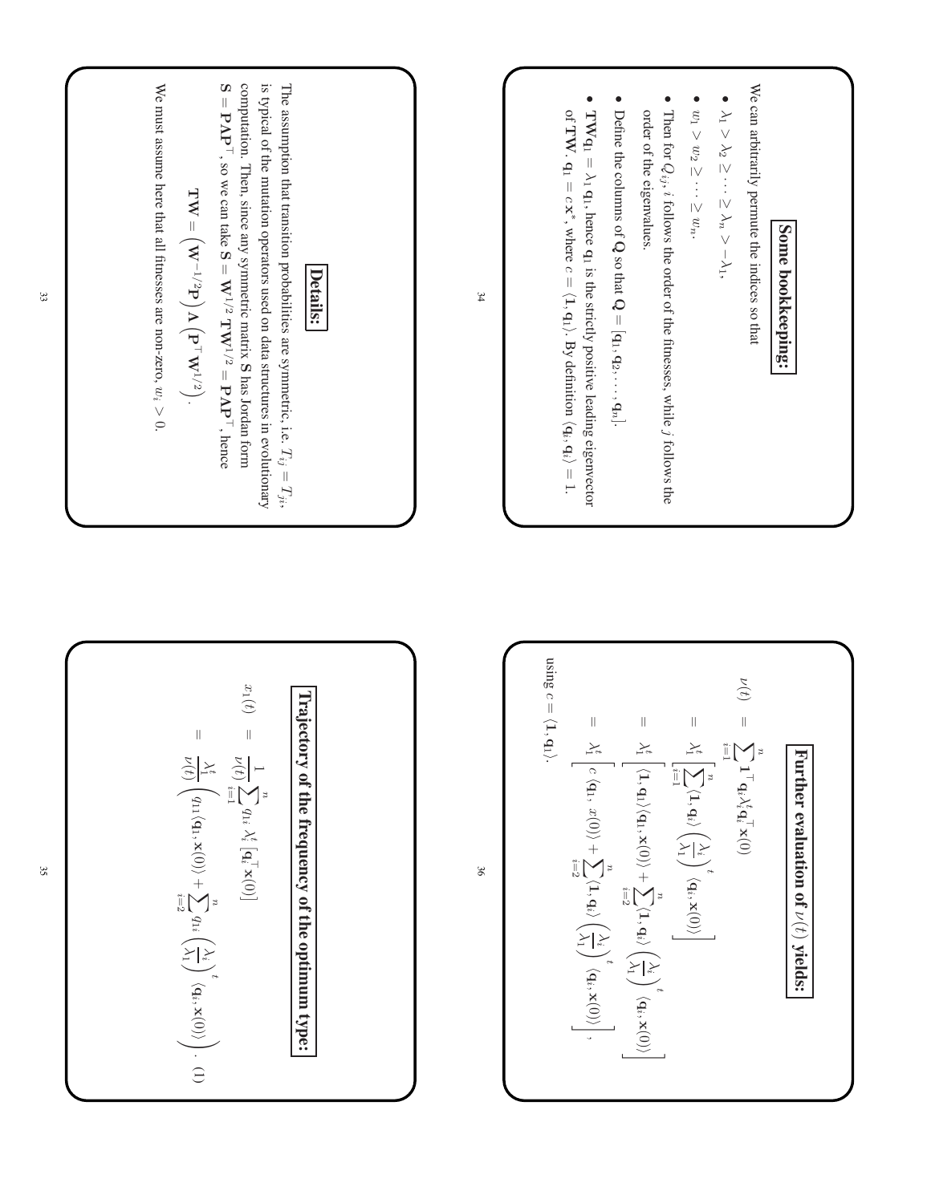## Details:

The assumption that transition probabilities are symmetric, i.e. $T_{ij} = T_{ji}$, is typical of the mutation operators used on data structures in evolutionary computation. Then, since any symmetric matrix $\mathbf{S}$ has Jordan form $\mathbf{S} = \mathbf{P}\boldsymbol{\Lambda}\mathbf{P}^\top$, so we can take $\mathbf{S} = \mathbf{W}^{1/2}\,\mathbf{T}\mathbf{W}^{1/2} = \mathbf{P}\boldsymbol{\Lambda}\mathbf{P}^\top$, hence

$$\mathbf{T}\mathbf{W} = \left(\mathbf{W}^{-1/2}\mathbf{P}\right)\boldsymbol{\Lambda}\left(\mathbf{P}^\top\mathbf{W}^{1/2}\right).$$

We must assume here that all fitnesses are non-zero, $w_i > 0$.

## Some bookkeeping:

We can arbitrarily permute the indices so that

- $\lambda_1 > \lambda_2 \geq \cdots \geq \lambda_n > -\lambda_1$,
- $w_1 > w_2 \geq \cdots \geq w_n$.
- Then for $Q_{ij}$, $i$ follows the order of the fitnesses, while $j$ follows the order of the eigenvalues.
- Define the columns of $\mathbf{Q}$ so that $\mathbf{Q} = [\mathbf{q}_1, \mathbf{q}_2, \ldots, \mathbf{q}_n]$.
- $\mathbf{T}\mathbf{W}\mathbf{q}_1 = \lambda_1\,\mathbf{q}_1$, hence $\mathbf{q}_1$ is the strictly positive leading eigenvector of $\mathbf{T}\mathbf{W}$. $\mathbf{q}_1 = c\,\mathbf{x}^*$, where $c = \langle \mathbf{1}, \mathbf{q}_1\rangle$. By definition $\langle \mathbf{q}_i, \mathbf{q}_i\rangle = 1$.

## Trajectory of the frequency of the optimum type:

$$
\begin{aligned}
x_1(t) &= \frac{1}{\nu(t)} \sum_{i=1}^{n} q_{1i}\,\lambda_i^t\left[\mathbf{q}_i^\top \mathbf{x}(0)\right] \\
&= \frac{\lambda_1^t}{\nu(t)}\left(q_{11}\langle \mathbf{q}_1, \mathbf{x}(0)\rangle + \sum_{i=2}^{n} q_{1i}\left(\frac{\lambda_i}{\lambda_1}\right)^t \langle \mathbf{q}_i, \mathbf{x}(0)\rangle\right). \quad (1)
\end{aligned}
$$

## Further evaluation of $\nu(t)$ yields:

$$
\begin{aligned}
\nu(t) &= \sum_{i=1}^{n} \mathbf{1}^\top \mathbf{q}_i \lambda_i^t \mathbf{q}_i^\top \mathbf{x}(0) \\
&= \lambda_1^t\left[\sum_{i=1}^{n} \langle \mathbf{1}, \mathbf{q}_i\rangle \left(\frac{\lambda_i}{\lambda_1}\right)^t \langle \mathbf{q}_i, \mathbf{x}(0)\rangle\right] \\
&= \lambda_1^t\left[\langle \mathbf{1}, \mathbf{q}_1\rangle\langle \mathbf{q}_1, \mathbf{x}(0)\rangle + \sum_{i=2}^{n} \langle \mathbf{1}, \mathbf{q}_i\rangle \left(\frac{\lambda_i}{\lambda_1}\right)^t \langle \mathbf{q}_i, \mathbf{x}(0)\rangle\right] \\
&= \lambda_1^t\left[c\,\langle \mathbf{q}_1, x(0)\rangle + \sum_{i=2}^{n} \langle \mathbf{1}, \mathbf{q}_i\rangle \left(\frac{\lambda_i}{\lambda_1}\right)^t \langle \mathbf{q}_i, \mathbf{x}(0)\rangle\right],
\end{aligned}
$$

using $c = \langle \mathbf{1}, \mathbf{q}_1\rangle$.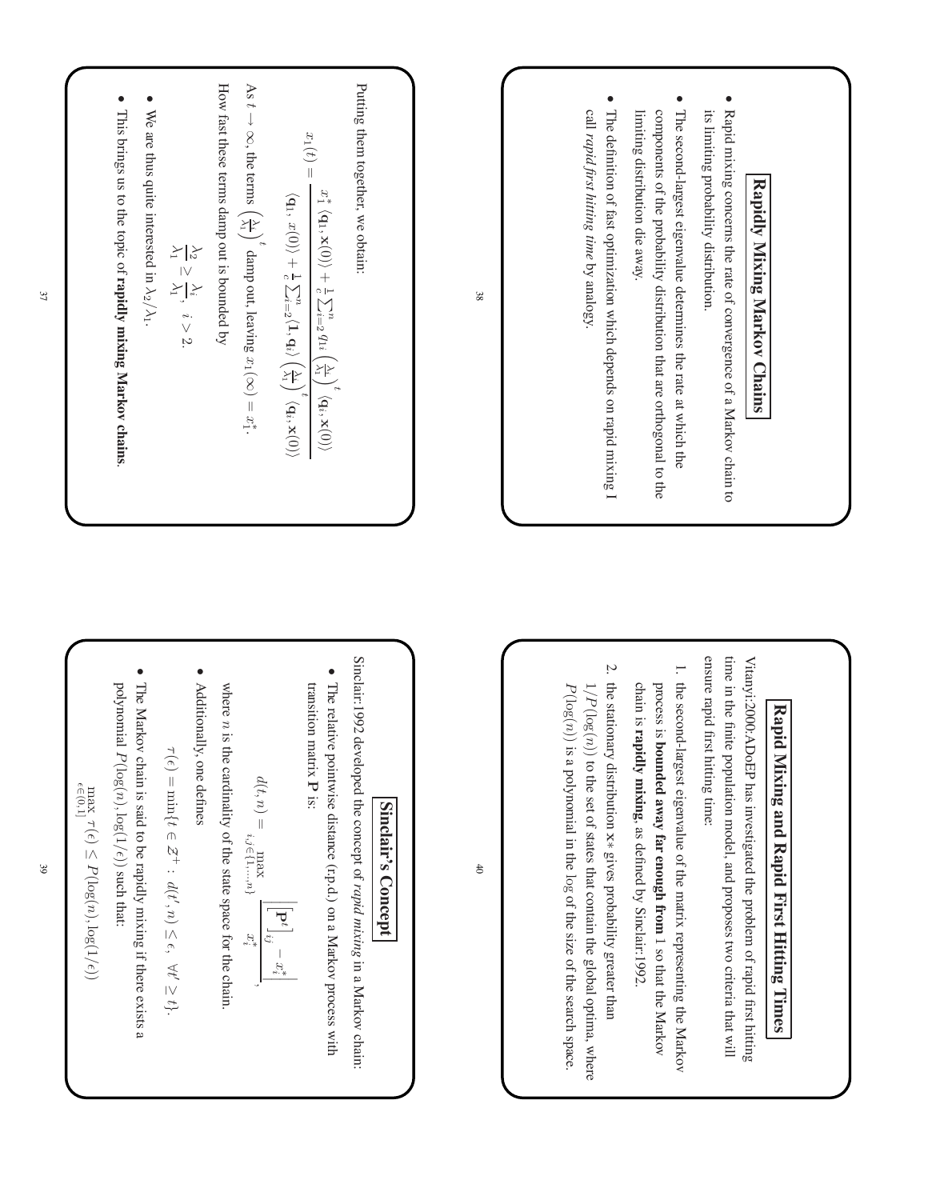Putting them together, we obtain:

$$x_1(t) = \frac{x_1^* \langle \mathbf{q}_1, \mathbf{x}(0) \rangle + \frac{1}{c} \sum_{i=2}^{n} q_{1i} \left( \frac{\lambda_i}{\lambda_1} \right)^t \langle \mathbf{q}_i, \mathbf{x}(0) \rangle}{\langle \mathbf{q}_1, x(0) \rangle + \frac{1}{c} \sum_{i=2}^{n} \langle \mathbf{1}, \mathbf{q}_i \rangle \left( \frac{\lambda_i}{\lambda_1} \right)^t \langle \mathbf{q}_i, \mathbf{x}(0) \rangle}$$

As $t \to \infty$, the terms $\left( \frac{\lambda_i}{\lambda_1} \right)^t$ damp out, leaving $x_1(\infty) = x_1^*$.

How fast these terms damp out is bounded by

$$\frac{\lambda_2}{\lambda_1} \geq \frac{\lambda_i}{\lambda_1}, \quad i > 2.$$

- We are thus quite interested in $\lambda_2/\lambda_1$.
- This brings us to the topic of **rapidly mixing Markov chains**.

## Rapidly Mixing Markov Chains

- Rapid mixing concerns the rate of convergence of a Markov chain to its limiting probability distribution.
- The second-largest eigenvalue determines the rate at which the components of the probability distribution that are orthogonal to the limiting distribution die away.
- The definition of fast optimization which depends on rapid mixing I call *rapid first hitting time* by analogy.

## Sinclair's Concept

Sinclair:1992 developed the concept of *rapid mixing* in a Markov chain:

- The relative pointwise distance (r.p.d.) on a Markov process with transition matrix $\mathbf{P}$ is:

$$d(t, n) = \max_{i,j \in \{1,\ldots,n\}} \frac{\left| \left[ \mathbf{P}^t \right]_{ij} - x_i^* \right|}{x_i^*},$$

where $n$ is the cardinality of the state space for the chain.

- Additionally, one defines

$$\tau(\epsilon) = \min\{t \in \mathcal{Z}^+ : d(t', n) \leq \epsilon, \; \forall t' \geq t\}.$$

- The Markov chain is said to be rapidly mixing if there exists a polynomial $P(\log(n), \log(1/\epsilon))$ such that:

$$\max_{\epsilon \in (0,1]} \tau(\epsilon) \leq P(\log(n), \log(1/\epsilon))$$

## Rapid Mixing and Rapid First Hitting Times

Vitanyi:2000:ADoEP has investigated the problem of rapid first hitting time in the finite population model, and proposes two criteria that will ensure rapid first hitting time:

1. the second-largest eigenvalue of the matrix representing the Markov process is **bounded away far enough from** 1 so that the Markov chain is **rapidly mixing**, as defined by Sinclair:1992.
2. the stationary distribution $\mathbf{x}*$ gives probability greater than $1/P(\log(n))$ to the set of states that contain the global optima, where $P(\log(n))$ is a polynomial in the log of the size of the search space.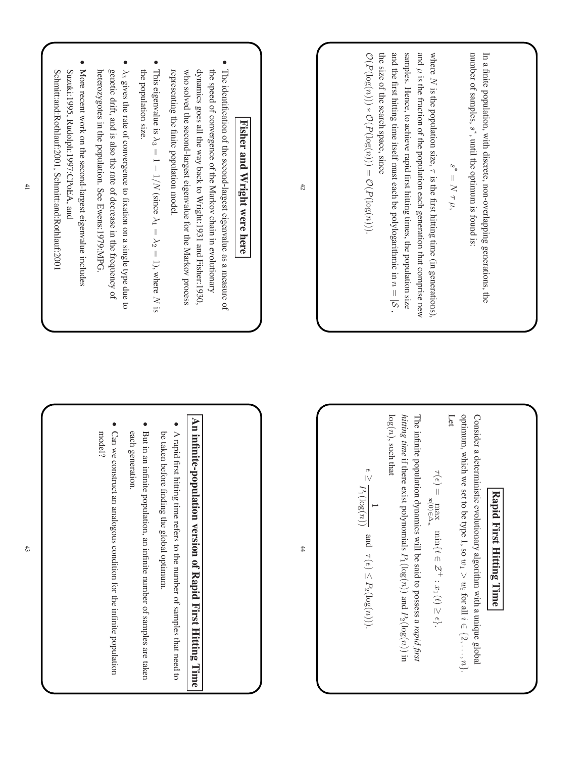## Fisher and Wright were here

- The identification of the second-largest eigenvalue as a measure of the speed of convergence of the Markov chain in evolutionary dynamics goes all the way back to Wright:1931 and Fisher:1930, who solved the second-largest eigenvalue for the Markov process representing the finite population model.
- This eigenvalue is $\lambda_3 = 1 - 1/N$ (since $\lambda_1 = \lambda_2 = 1$), where $N$ is the population size.
- $\lambda_3$ gives the rate of convergence to fixation on a single type due to genetic drift, and is also the rate of decrease in the frequency of heterozygotes in the population. See Ewens:1979:MPG.
- More recent work on the second-largest eigenvalue includes Suzuki:1995, Rudolph:1997:CPoEA, and Schmitt:and:Rothlauf:2001, Schmitt:and:Rothlauf:2001

In a finite population, with discrete, non-overlapping generations, the number of samples, $s^*$, until the optimum is found is:

$$s^* = N\ \tau\ \mu,$$

where $N$ is the population size, $\tau$ is the first hitting time (in generations), and $\mu$ is the fraction of the population each generation that comprise new samples. Hence, to achieve rapid first hitting times, the population size and the first hitting time itself must each be polylogarithmic in $n = |S|$, the size of the search space, since

$\mathcal{O}(P(\log(n)) * \mathcal{O}(P(\log(n))) = \mathcal{O}(P(\log(n)))$.

## An infinite-population version of Rapid First Hitting Time

- A rapid first hitting time refers to the number of samples that need to be taken before finding the global optimum.
- But in an infinite population, an infinite number of samples are taken each generation.
- Can we construct an analogous condition for the infinite population model?

## Rapid First Hitting Time

Consider a deterministic evolutionary algorithm with a unique global optimum, which we set to be type 1, so $w_1 > w_i$ for all $i \in \{2, \ldots, n\}$. Let

$$\tau(\epsilon) = \max_{\mathbf{x}(0) \in \Delta_n} \min\{t \in \mathcal{Z}^+ : x_1(t) \geq \epsilon\}.$$

The infinite population dynamics will be said to possess a *rapid first hitting time* if there exist polynomials $P_1(\log(n))$ and $P_2(\log(n))$ in $\log(n)$, such that

$$\epsilon \geq \frac{1}{P_1(\log(n))} \quad \text{and} \quad \tau(\epsilon) \leq P_2(\log(n)).$$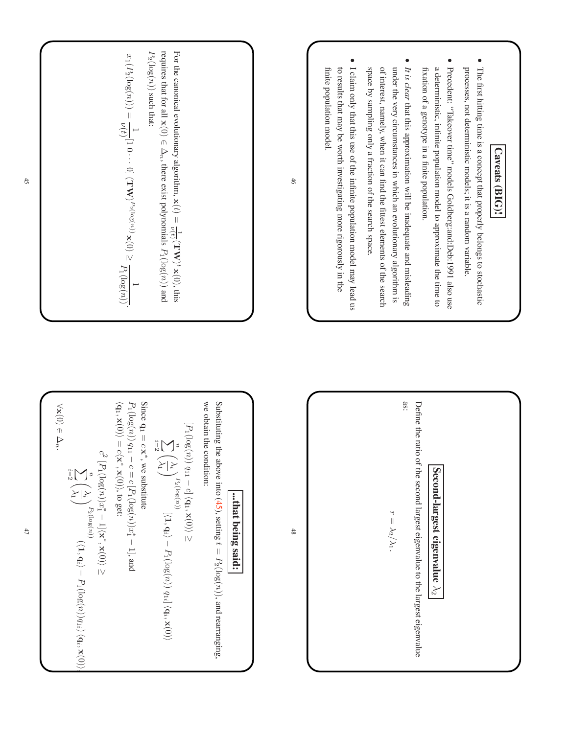For the canonical evolutionary algorithm, $\mathbf{x}(t) = \frac{1}{\nu(t)}(\mathbf{TW})^t \mathbf{x}(0)$, this requires that for all $\mathbf{x}(0) \in \Delta_n$, there exist polynomials $P_1(\log(n))$ and $P_2(\log(n))$ such that:

$$x_1(P_2(\log(n))) = \frac{1}{\nu(t)}[1\ 0 \cdots 0]\,(\mathbf{TW})^{P_2(\log(n))}\mathbf{x}(0) \geq \frac{1}{P_1(\log(n))}.$$

## Caveats (BIG)!

- The first hitting time is a concept that properly belongs to stochastic processes, not deterministic models; it is a random variable.
- Precedent: "Takeover time" models Goldberg:and:Deb:1991 also use a deterministic, infinite population model to approximate the time to fixation of a genotype in a finite population.
- *It is clear* that this approximation will be inadequate and misleading under the very circumstances in which an evolutionary algorithm is of interest, namely, when it can find the fittest elements of the search space by sampling only a fraction of the search space.
- I claim only that this use of the infinite population model may lead us to results that may be worth investigating more rigorously in the finite population model.

## ...that being said:

Substituting the above into (45), setting $t = P_2(\log(n))$, and rearranging, we obtain the condition:

$$[P_1(\log(n))\, q_{11} - c]\,\langle \mathbf{q}_1, \mathbf{x}(0)\rangle \geq$$

$$\sum_{i=2}^{n} \left(\frac{\lambda_i}{\lambda_1}\right)^{P_2(\log(n))} [\langle \mathbf{1}, \mathbf{q}_i\rangle - P_1(\log(n))\, q_{1i}]\,\langle \mathbf{q}_i, \mathbf{x}(0)\rangle$$

Since $\mathbf{q}_1 = c\,\mathbf{x}^*$, we substitute $P_1(\log(n))\, q_{11} - c = c\,[P_1(\log(n))x_1^* - 1]$, and $\langle \mathbf{q}_1, \mathbf{x}(0)\rangle = c\langle \mathbf{x}^*, \mathbf{x}(0)\rangle$, to get:

$$c^2\,[P_1(\log(n))x_1^* - 1]\langle \mathbf{x}^*, \mathbf{x}(0)\rangle \geq$$

$$\sum_{i=2}^{n} \left(\frac{\lambda_i}{\lambda_1}\right)^{P_2(\log(n))} (\langle \mathbf{1}, \mathbf{q}_i\rangle - P_1(\log(n)) q_{1i})\,\langle \mathbf{q}_i, \mathbf{x}(0)\rangle$$

$\forall \mathbf{x}(0) \in \Delta_n$.

## Second-largest eigenvalue $\lambda_2$

Define the ratio of the second largest eigenvalue to the largest eigenvalue as:

$$r = \lambda_2/\lambda_1.$$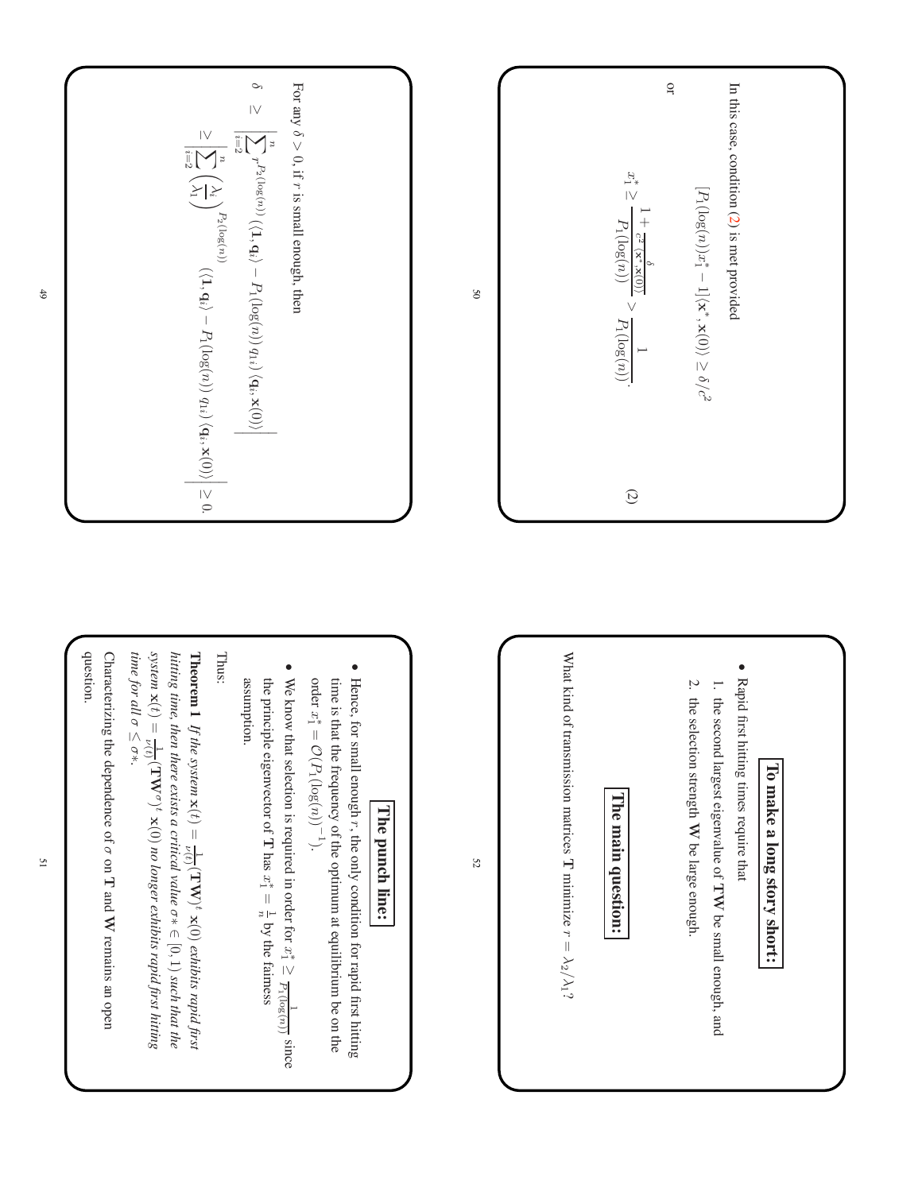For any $\delta > 0$, if $r$ is small enough, then

$$\delta \geq \left| \sum_{i=2}^{n} r^{P_2(\log(n))} \langle \mathbf{1}, \mathbf{q}_i \rangle - P_1(\log(n))\, q_{1i} \rangle \langle \mathbf{q}_i, \mathbf{x}(0) \rangle \right|$$

$$\geq \left| \sum_{i=2}^{n} \left( \frac{\lambda_i}{\lambda_1} \right)^{P_2(\log(n))} \langle \mathbf{1}, \mathbf{q}_i \rangle - P_1(\log(n))\, q_{1i} \rangle \langle \mathbf{q}_i, \mathbf{x}(0) \rangle \right| \geq 0.$$

In this case, condition (2) is met provided

$$[P_1(\log(n)) x_1^* - 1] \langle \mathbf{x}^*, \mathbf{x}(0) \rangle \geq \delta / c^2$$

or

$$x_1^* \geq \frac{1 + \frac{\delta}{c^2 \langle \mathbf{x}^*, \mathbf{x}(0) \rangle}}{P_1(\log(n))} > \frac{1}{P_1(\log(n))}. \qquad (2)$$

## The punch line:

- Hence, for small enough $r$, the only condition for rapid first hitting time is that the frequency of the optimum at equilibrium be on the order $x_1^* = \mathcal{O}(P_1(\log(n))^{-1})$.
- We know that selection is required in order for $x_1^* \geq \frac{1}{P_1(\log(n))}$ since the principle eigenvector of $\mathbf{T}$ has $x_1^* = \frac{1}{n}$ by the fairness assumption.

Thus:

**Theorem 1** *If the system $\mathbf{x}(t) = \frac{1}{\nu(t)} (\mathbf{TW})^t\, \mathbf{x}(0)$ exhibits rapid first hitting time, then there exists a critical value $\sigma* \in [0, 1)$ such that the system $\mathbf{x}(t) = \frac{1}{\nu(t)} (\mathbf{TW}^\sigma)^t\, \mathbf{x}(0)$ no longer exhibits rapid first hitting time for all $\sigma \leq \sigma*$.*

Characterizing the dependence of $\sigma$ on $\mathbf{T}$ and $\mathbf{W}$ remains an open question.

## To make a long story short:

- Rapid first hitting times require that
  1. the second largest eigenvalue of $\mathbf{TW}$ be small enough, and
  2. the selection strength $\mathbf{W}$ be large enough.

## The main question:

What kind of transmission matrices $\mathbf{T}$ minimize $r = \lambda_2 / \lambda_1$?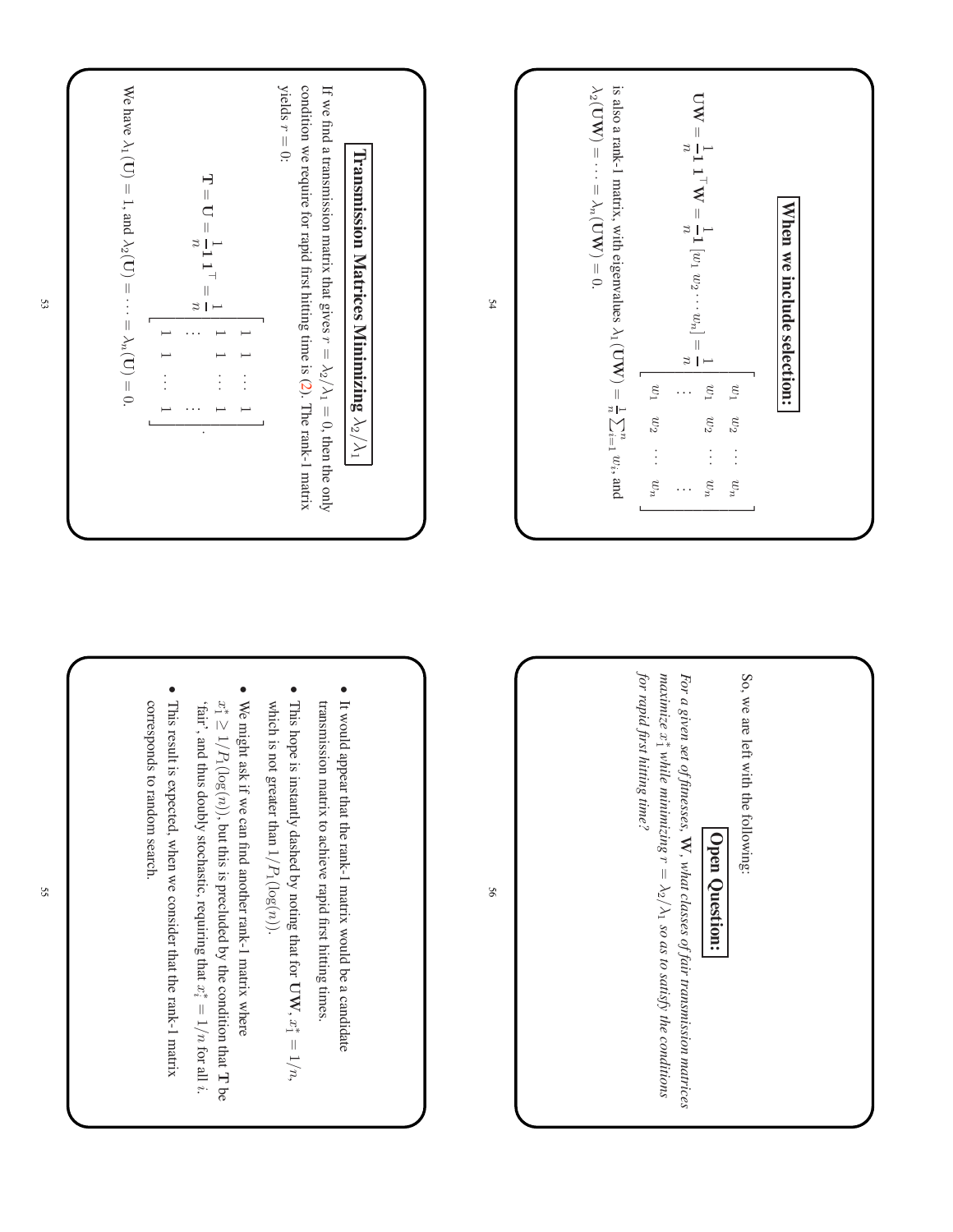## Transmission Matrices Minimizing $\lambda_2/\lambda_1$

If we find a transmission matrix that gives $r = \lambda_2/\lambda_1 = 0$, then the only condition we require for rapid first hitting time is (2). The rank-1 matrix yields $r = 0$:

$$\mathbf{T} = \mathbf{U} = \frac{1}{n}\mathbf{1}\,\mathbf{1}^\top = \frac{1}{n}\begin{bmatrix} 1 & 1 & \cdots & 1 \\ 1 & 1 & \cdots & 1 \\ \vdots & & & \vdots \\ 1 & 1 & \cdots & 1 \end{bmatrix}.$$

We have $\lambda_1(\mathbf{U}) = 1$, and $\lambda_2(\mathbf{U}) = \cdots = \lambda_n(\mathbf{U}) = 0$.

## When we include selection:

$$\mathbf{U}\mathbf{W} = \frac{1}{n}\mathbf{1}\,\mathbf{1}^\top\mathbf{W} = \frac{1}{n}\mathbf{1}\,[w_1\; w_2 \cdots w_n] = \frac{1}{n}\begin{bmatrix} w_1 & w_2 & \cdots & w_n \\ w_1 & w_2 & \cdots & w_n \\ \vdots & & & \vdots \\ w_1 & w_2 & \cdots & w_n \end{bmatrix}$$

is also a rank-1 matrix, with eigenvalues $\lambda_1(\mathbf{U}\mathbf{W}) = \frac{1}{n}\sum_{i=1}^n w_i$, and $\lambda_2(\mathbf{U}\mathbf{W}) = \cdots = \lambda_n(\mathbf{U}\mathbf{W}) = 0$.

- It would appear that the rank-1 matrix would be a candidate transmission matrix to achieve rapid first hitting times.
- This hope is instantly dashed by noting that for $\mathbf{U}\mathbf{W}$, $x_1^* = 1/n$, which is not greater than $1/P_1(\log(n))$.
- We might ask if we can find another rank-1 matrix where $x_1^* \geq 1/P_1(\log(n))$, but this is precluded by the condition that $\mathbf{T}$ be 'fair', and thus doubly stochastic, requiring that $x_i^* = 1/n$ for all $i$.
- This result is expected, when we consider that the rank-1 matrix corresponds to random search.

So, we are left with the following:

## Open Question:

*For a given set of fitnesses, $\mathbf{W}$, what classes of fair transmission matrices maximize $x_1^*$ while minimizing $r = \lambda_2/\lambda_1$ so as to satisfy the conditions for rapid first hitting time?*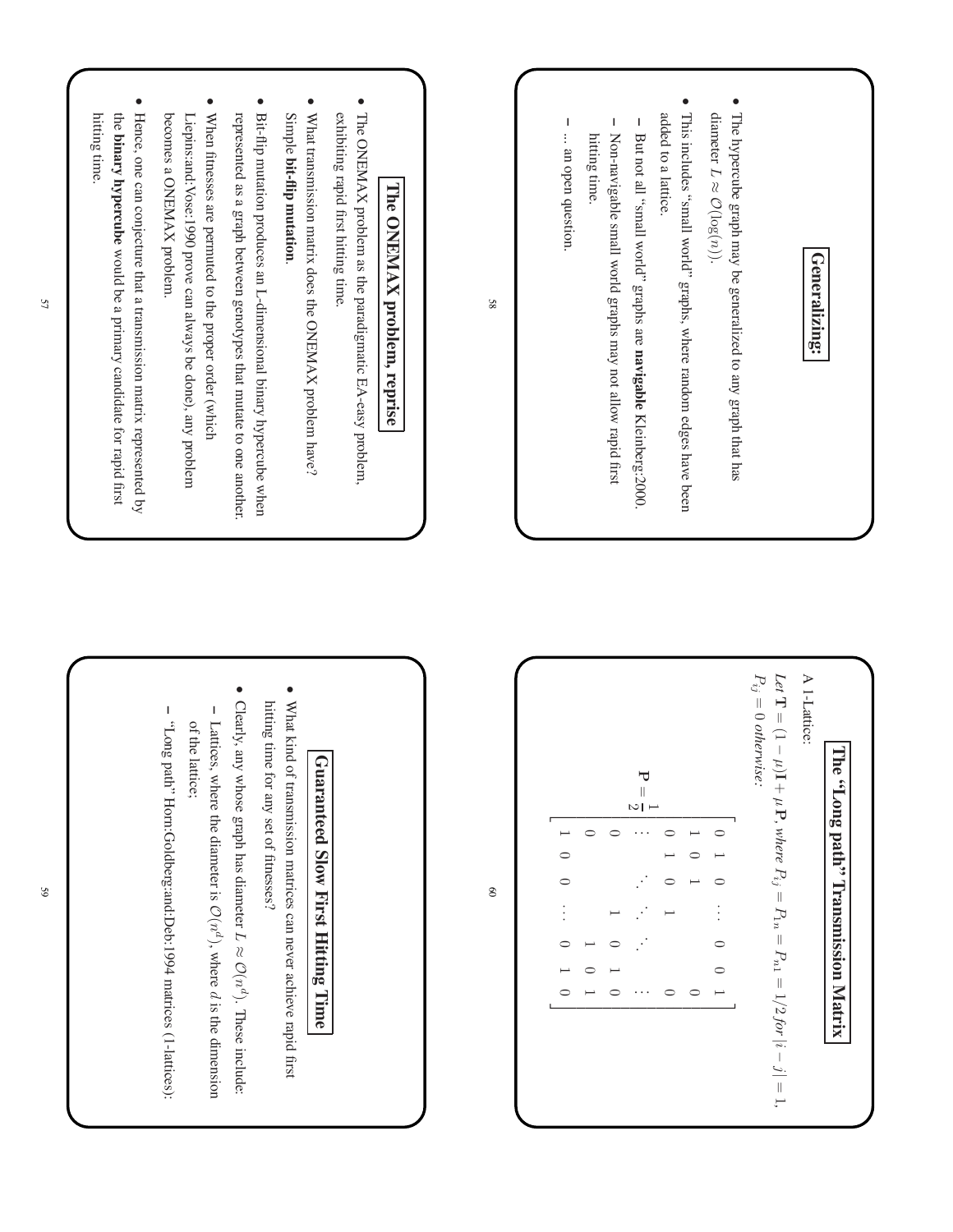## The ONEMAX problem, reprise

- The ONEMAX problem as the paradigmatic EA-easy problem, exhibiting rapid first hitting time.
- What transmission matrix does the ONEMAX problem have? Simple **bit-flip mutation**.
- Bit-flip mutation produces an L-dimensional binary hypercube when represented as a graph between genotypes that mutate to one another.
- When fitnesses are permuted to the proper order (which Liepins:and:Vose:1990 prove can always be done), any problem becomes a ONEMAX problem.
- Hence, one can conjecture that a transmission matrix represented by the **binary hypercube** would be a primary candidate for rapid first hitting time.

## Generalizing:

- The hypercube graph may be generalized to any graph that has diameter $L \approx O(\log(n))$.
- This includes "small world" graphs, where random edges have been added to a lattice.
  - But not all "small world" graphs are **navigable** Kleinberg:2000.
  - Non-navigable small world graphs may not allow rapid first hitting time.
  - ... an open question.

## Guaranteed Slow First Hitting Time

- What kind of transmission matrices can never achieve rapid first hitting time for any set of fitnesses?
- Clearly, any whose graph has diameter $L \approx O(n^d)$. These include:
  - Lattices, where the diameter is $O(n^d)$, where $d$ is the dimension of the lattice;
  - "Long path" Horn:Goldberg:and:Deb:1994 matrices (1-lattices):

## The "Long path" Transmission Matrix

A 1-Lattice:

*Let* $\mathbf{T} = (1-\mu)\mathbf{I} + \mu\,\mathbf{P}$, *where* $P_{ij} = P_{1n} = P_{n1} = 1/2$ *for* $|i-j| = 1$, $P_{ij} = 0$ *otherwise*:

$$\mathbf{P} = \frac{1}{2}\begin{bmatrix} 0 & 1 & 0 & \dots & 0 & 0 & 1 \\ 1 & 0 & 1 & & & & 0 \\ 0 & 1 & 0 & 1 & & & 0 \\ \vdots & & \ddots & \ddots & \ddots & & \vdots \\ 0 & & & 1 & 0 & 1 & 0 \\ & & & & 1 & 0 & 1 \\ 1 & 0 & 0 & \dots & 0 & 1 & 0 \end{bmatrix}$$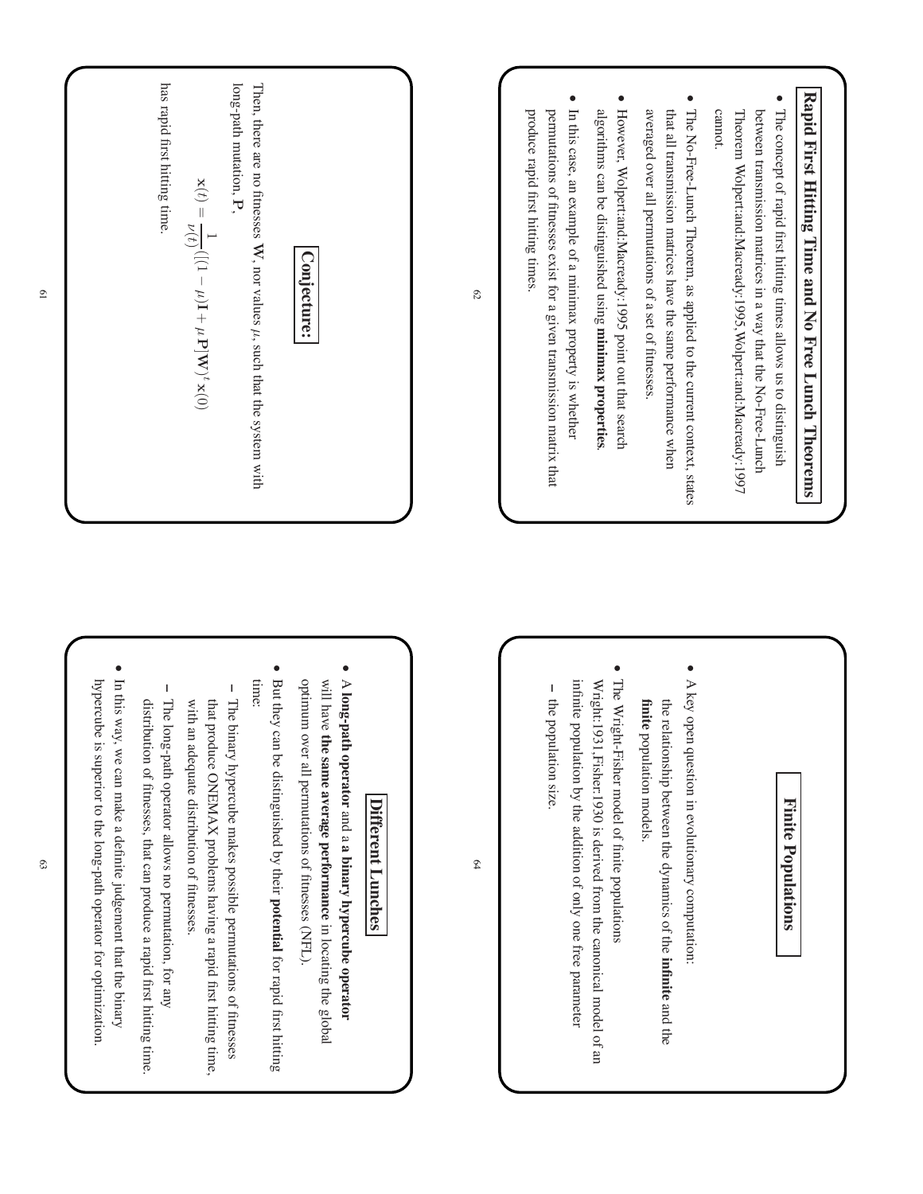## Conjecture:

Then, there are no fitnesses $\mathbf{W}$, nor values $\mu$, such that the system with long-path mutation, $\mathbf{P}$,

$$\mathbf{x}(t) = \frac{1}{\nu(t)}([1-\mu)\mathbf{I} + \mu\,\mathbf{P}]\mathbf{W})^t\,\mathbf{x}(0)$$

has rapid first hitting time.

## Rapid First Hitting Time and No Free Lunch Theorems

- The concept of rapid first hitting times allows us to distinguish between transmission matrices in a way that the No-Free-Lunch Theorem Wolpert:and:Macready:1995,Wolpert:and:Macready:1997 cannot.
- The No-Free-Lunch Theorem, as applied to the current context, states that all transmission matrices have the same performance when averaged over all permutations of a set of fitnesses.
- However, Wolpert:and:Macready:1995 point out that search algorithms can be distinguished using **minimax properties**.
- In this case, an example of a minimax property is whether permutations of fitnesses exist for a given transmission matrix that produce rapid first hitting times.

## Different Lunches

- A **long-path operator** and a **a binary hypercube operator** will have **the same average performance** in locating the global optimum over all permutations of fitnesses (NFL).
- But they can be distinguished by their **potential** for rapid first hitting time:
  - The binary hypercube makes possible permutations of fitnesses that produce ONEMAX problems having a rapid first hitting time, with an adequate distribution of fitnesses.
  - The long-path operator allows no permutation, for any distribution of fitnesses, that can produce a rapid first hitting time.
- In this way, we can make a definite judgement that the binary hypercube is superior to the long-path operator for optimization.

## Finite Populations

- A key open question in evolutionary computation:
  the relationship between the dynamics of the **infinite** and the **finite** population models.
- The Wright-Fisher model of finite populations Wright:1931,Fisher:1930 is derived from the canonical model of an infinite population by the addition of only one free parameter
  - the population size.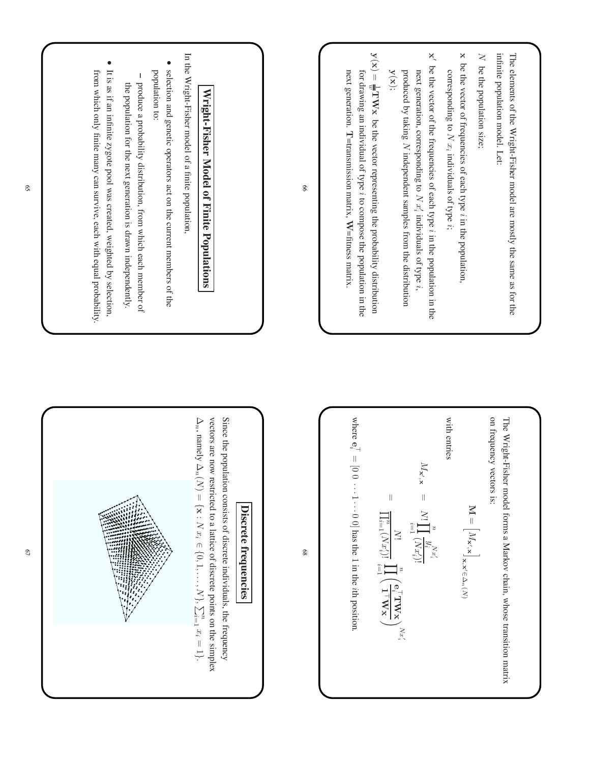## Wright-Fisher Model of Finite Populations

In the Wright-Fisher model of a finite population,

- selection and genetic operators act on the current members of the population to:
  - produce a probability distribution, from which each member of the population for the next generation is drawn independently.
- It is as if an infinite zygote pool was created, weighted by selection, from which only finite many can survive, each with equal probability.

The elements of the Wright-Fisher model are mostly the same as for the infinite population model. Let:

$N$ be the population size;

$\mathbf{x}$ be the vector of frequencies of each type $i$ in the population, corresponding to $N\,x_i$ individuals of type $i$;

$\mathbf{x}'$ be the vector of the frequencies of each type $i$ in the population in the next generation, corresponding to $N\,x_i'$ individuals of type $i$, produced by taking $N$ independent samples from the distribution $\mathbf{y}(\mathbf{x})$;

$\mathbf{y}(\mathbf{x}) = \frac{1}{\bar{w}}\mathbf{T}\mathbf{W}\mathbf{x}$ be the vector representing the probability distribution for drawing an individual of type $i$ to compose the population in the next generation. $\mathbf{T}$=transmission matrix, $\mathbf{W}$=fitness matrix.

## Discrete frequencies

Since the population consists of discrete individuals, the frequency vectors are now restricted to a lattice of discrete points on the simplex $\Delta_n$, namely $\Delta_n(N) = \{\mathbf{x} : N\,x_i \in \{0, 1, \ldots, N\}, \sum_{i=1}^n x_i = 1\}$.

The Wright-Fisher model forms a Markov chain, whose transition matrix on frequency vectors is:

$$\mathbf{M} = \left[ M_{\mathbf{x}',\mathbf{x}} \right]_{\mathbf{x},\mathbf{x}' \in \Delta_n(N)}$$

with entries

$$M_{\mathbf{x}',\mathbf{x}} = N! \prod_{i=1}^{n} \frac{y_i^{N x_i'}}{(N x_i')!}$$

$$= \frac{N!}{\prod_{i=1}^{n} (N x_i')!} \prod_{i=1}^{n} \left( \frac{\mathbf{e}_i^\top \mathbf{T}\mathbf{W}\mathbf{x}}{\mathbf{1}^\top \mathbf{W}\mathbf{x}} \right)^{N x_i'}$$

where $\mathbf{e}_i^\top = [0\;0\;\cdots 1 \cdots 0\;0]$ has the 1 in the $i$th position.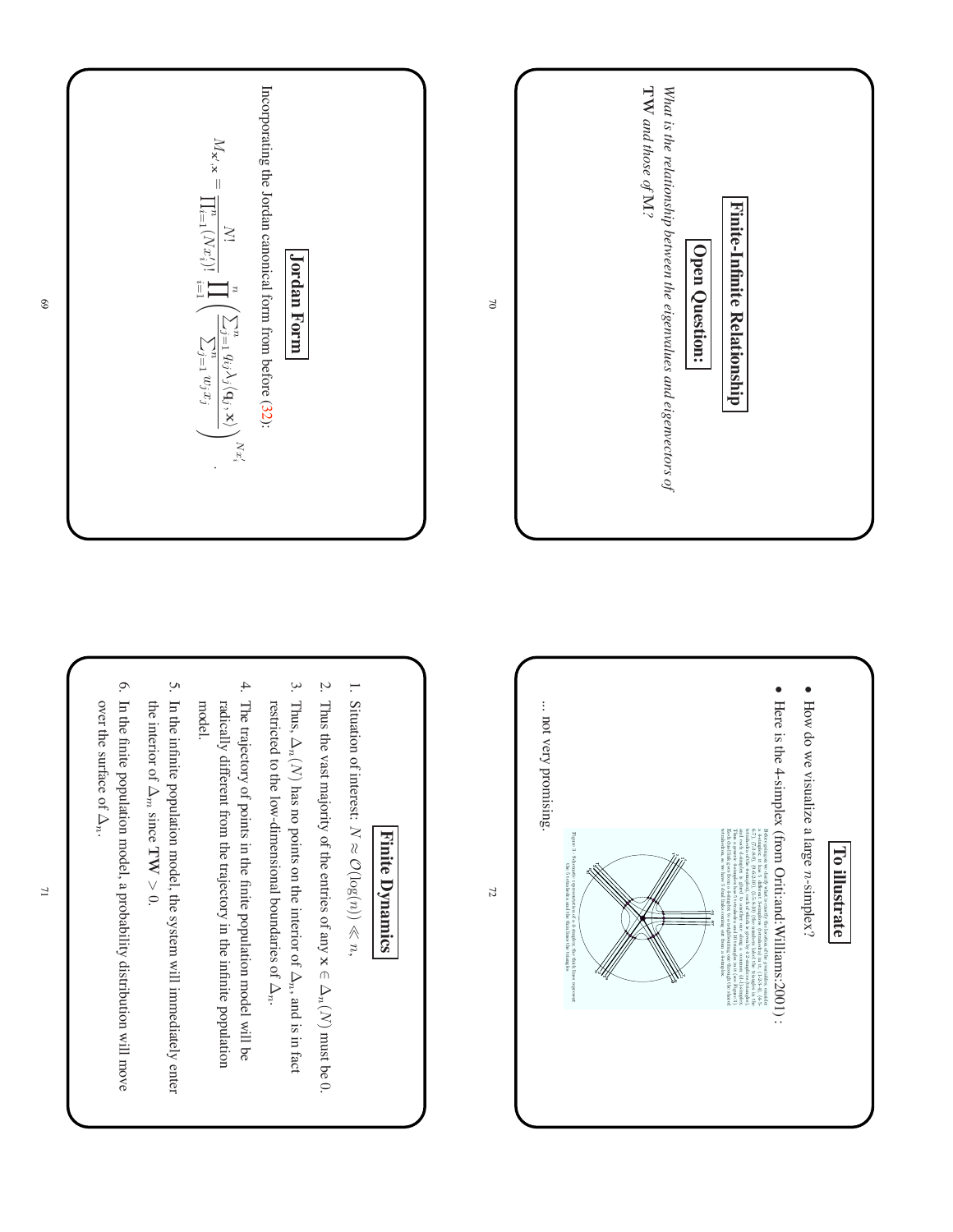## Jordan Form

Incorporating the Jordan canonical form from before (32):

$$M_{\mathbf{x}',\mathbf{x}} = \frac{N!}{\prod_{i=1}^{n}(Nx'_i)!} \prod_{i=1}^{n} \left( \frac{\sum_{j=1}^{n} q_{ij}\lambda_j \langle \mathbf{q}_j, \mathbf{x} \rangle}{\sum_{j=1}^{n} w_j x_j} \right)^{Nx'_i}.$$

## Finite-Infinite Relationship

### Open Question:

*What is the relationship between the eigenvalues and eigenvectors of* **TW** *and those of* M*?*

## Finite Dynamics

1. Situation of interest: $N \approx \mathcal{O}(\log(n)) \ll n$,
2. Thus the vast majority of the entries of any $\mathbf{x} \in \Delta_n(N)$ must be 0.
3. Thus, $\Delta_n(N)$ has no points on the interior of $\Delta_n$, and is in fact restricted to the low-dimensional boundaries of $\Delta_n$.
4. The trajectory of points in the finite population model will be radically different from the trajectory in the infinite population model.
5. In the infinite population model, the system will immediately enter the interior of $\Delta_m$ since $\mathbf{TW} > 0$.
6. In the finite population model, a probability distribution will move over the surface of $\Delta_n$.

## To illustrate

- How do we visualize a large $n$-simplex?
- Here is the 4-simplex (from Oriti:and:Williams:2001):

... not very promising.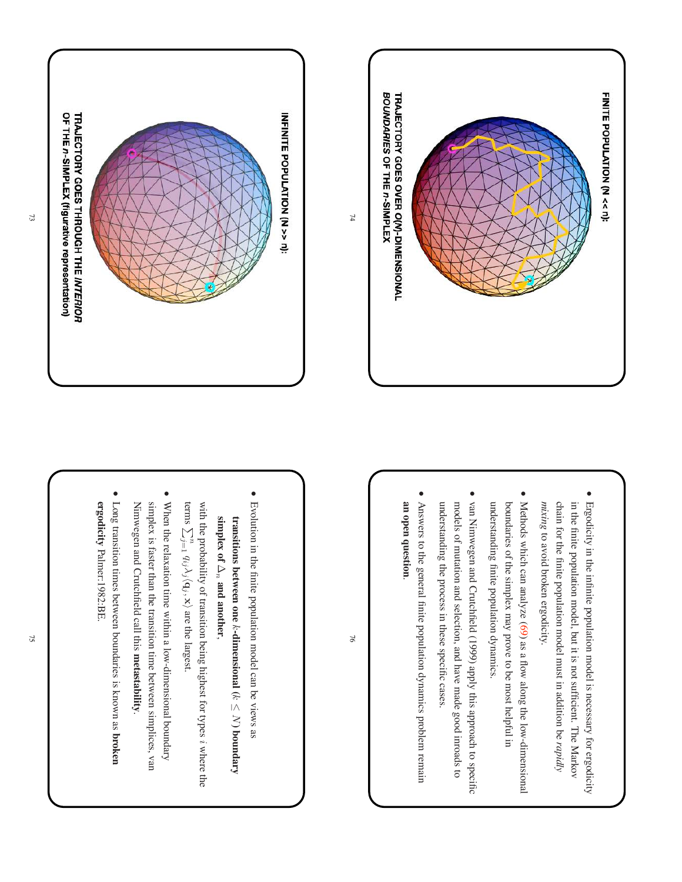## INFINITE POPULATION (N >> n):

TRAJECTORY GOES THROUGH THE *INTERIOR* OF THE *n*-SIMPLEX (figurative representation)

## FINITE POPULATION (N << n):

TRAJECTORY GOES OVER O(N)-DIMENSIONAL *BOUNDARIES* OF THE *n*-SIMPLEX

- Evolution in the finite population model can be views as **transitions between one $k$-dimensional ($k \leq N$) boundary simplex of $\Delta_n$ and another**, with the probability of transition being highest for types $i$ where the terms $\sum_{j=1}^{n} q_{ij}\lambda_j \langle \mathbf{q}_j, \mathbf{x} \rangle$ are the largest.
- When the relaxation time within a low-dimensional boundary simplex is faster than the transition time between simplices, van Nimwegen and Crutchfield call this **metastability**.
- Long transition times between boundaries is known as **broken ergodicity** Palmer:1982:BE.

- Ergodicity in the infinite population model is necessary for ergodicity in the finite population model, but it is not sufficient. The Markov chain for the finite population model must in addition be *rapidly mixing* to avoid broken ergodicity.
- Methods which can analyze (69) as a flow along the low-dimensional boundaries of the simplex may prove to be most helpful in understanding finite population dynamics.
- van Nimwegen and Crutchfield (1999) apply this approach to specific models of mutation and selection, and have made good inroads to understanding the process in these specific cases.
- Answers to the general finite population dynamics problem remain **an open question**.